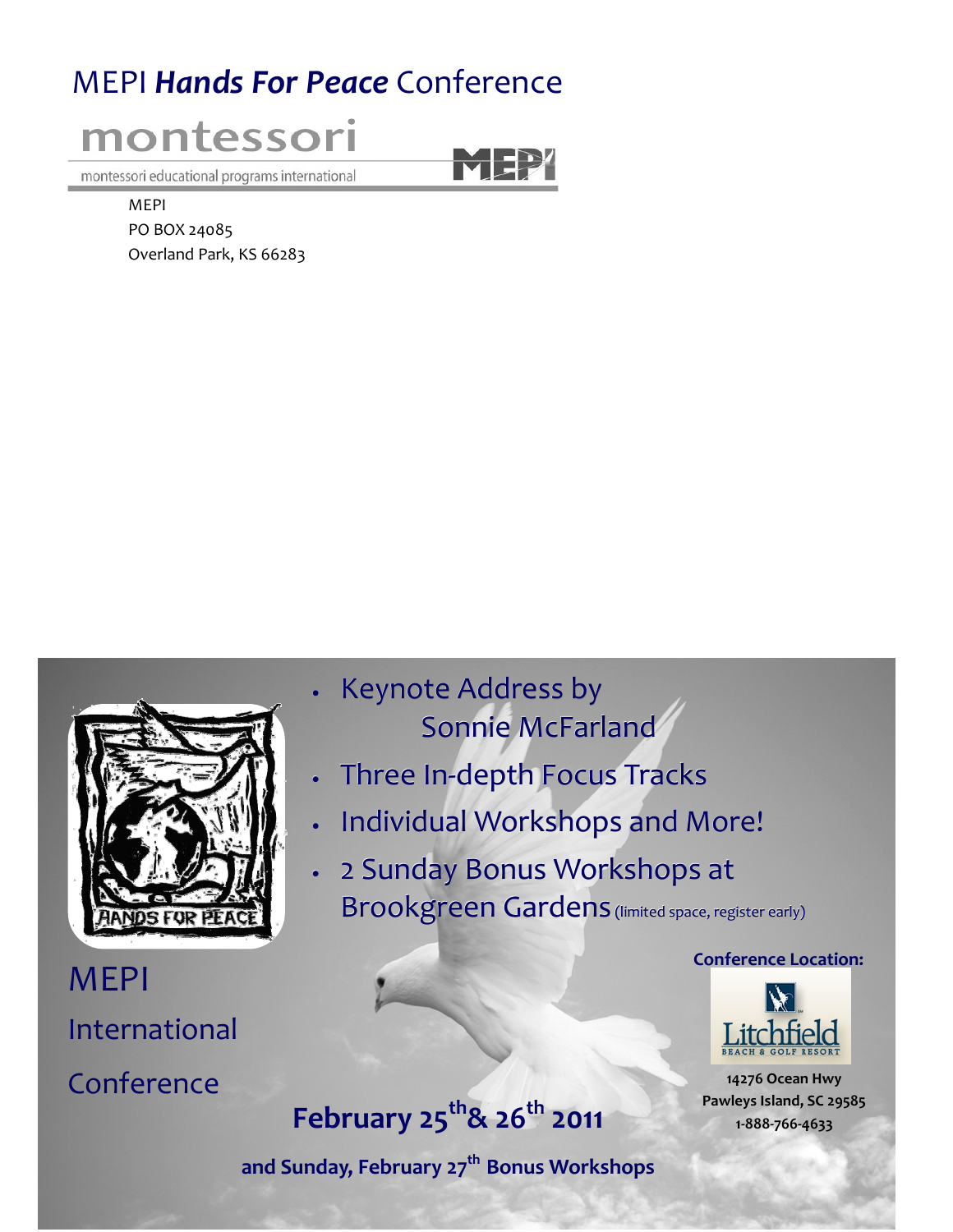# MEPI ***Hands For Peace*** Conference

montessori

montessori educational programs international

MEPI

MEPI
PO BOX 24085
Overland Park, KS 66283

- Keynote Address by Sonnie McFarland
- Three In-depth Focus Tracks
- Individual Workshops and More!
- 2 Sunday Bonus Workshops at Brookgreen Gardens (limited space, register early)

HANDS FOR PEACE

MEPI

International

Conference

**Conference Location:**

Litchfield
BEACH & GOLF RESORT

**14276 Ocean Hwy**
**Pawleys Island, SC 29585**
**1-888-766-4633**

**February 25th & 26th 2011**

**and Sunday, February 27th Bonus Workshops**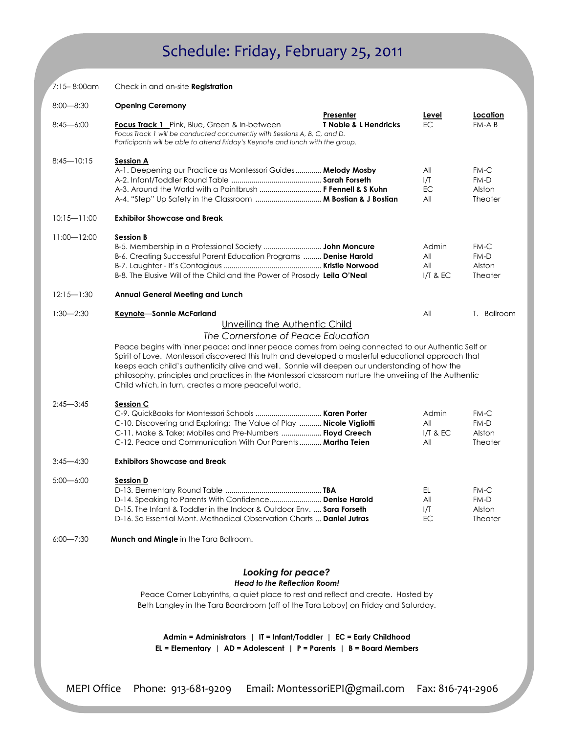# Schedule: Friday, February 25, 2011

| Time | Event | Presenter | Level | Location |
|---|---|---|---|---|
| 7:15– 8:00am | Check in and on-site **Registration** | | | |
| 8:00—8:30 | **Opening Ceremony** | | | |
| 8:45—6:00 | **Focus Track 1** Pink, Blue, Green & In-between<br>*Focus Track 1 will be conducted concurrently with Sessions A, B, C, and D. Participants will be able to attend Friday's Keynote and lunch with the group.* | **T Noble & L Hendricks** | EC | FM-A B |
| 8:45—10:15 | **Session A** | | | |
| | A-1. Deepening our Practice as Montessori Guides | **Melody Mosby** | All | FM-C |
| | A-2. Infant/Toddler Round Table | **Sarah Forseth** | I/T | FM-D |
| | A-3. Around the World with a Paintbrush | **F Fennell & S Kuhn** | EC | Alston |
| | A-4. "Step" Up Safety in the Classroom | **M Bostian & J Bostian** | All | Theater |
| 10:15—11:00 | **Exhibitor Showcase and Break** | | | |
| 11:00—12:00 | **Session B** | | | |
| | B-5. Membership in a Professional Society | **John Moncure** | Admin | FM-C |
| | B-6. Creating Successful Parent Education Programs | **Denise Harold** | All | FM-D |
| | B-7. Laughter - It's Contagious | **Kristie Norwood** | All | Alston |
| | B-8. The Elusive Will of the Child and the Power of Prosody | **Leila O'Neal** | I/T & EC | Theater |
| 12:15—1:30 | **Annual General Meeting and Lunch** | | | |
| 1:30—2:30 | **Keynote**—**Sonnie McFarland** | | All | T. Ballroom |
| 2:45—3:45 | **Session C** | | | |
| | C-9. QuickBooks for Montessori Schools | **Karen Porter** | Admin | FM-C |
| | C-10. Discovering and Exploring: The Value of Play | **Nicole Vigliotti** | All | FM-D |
| | C-11. Make & Take: Mobiles and Pre-Numbers | **Floyd Creech** | I/T & EC | Alston |
| | C-12. Peace and Communication With Our Parents | **Martha Teien** | All | Theater |
| 3:45—4:30 | **Exhibitors Showcase and Break** | | | |
| 5:00—6:00 | **Session D** | | | |
| | D-13. Elementary Round Table | **TBA** | EL | FM-C |
| | D-14. Speaking to Parents With Confidence | **Denise Harold** | All | FM-D |
| | D-15. The Infant & Toddler in the Indoor & Outdoor Env. | **Sara Forseth** | I/T | Alston |
| | D-16. So Essential Mont. Methodical Observation Charts | **Daniel Jutras** | EC | Theater |
| 6:00—7:30 | **Munch and Mingle** in the Tara Ballroom. | | | |

**Keynote — Sonnie McFarland**

Unveiling the Authentic Child

*The Cornerstone of Peace Education*

Peace begins with inner peace; and inner peace comes from being connected to our Authentic Self or Spirit of Love. Montessori discovered this truth and developed a masterful educational approach that keeps each child's authenticity alive and well. Sonnie will deepen our understanding of how the philosophy, principles and practices in the Montessori classroom nurture the unveiling of the Authentic Child which, in turn, creates a more peaceful world.

***Looking for peace?***

***Head to the Reflection Room!***

Peace Corner Labyrinths, a quiet place to rest and reflect and create. Hosted by Beth Langley in the Tara Boardroom (off of the Tara Lobby) on Friday and Saturday.

**Admin = Administrators | IT = Infant/Toddler | EC = Early Childhood**
**EL = Elementary | AD = Adolescent | P = Parents | B = Board Members**

MEPI Office Phone: 913-681-9209 Email: MontessoriEPI@gmail.com Fax: 816-741-2906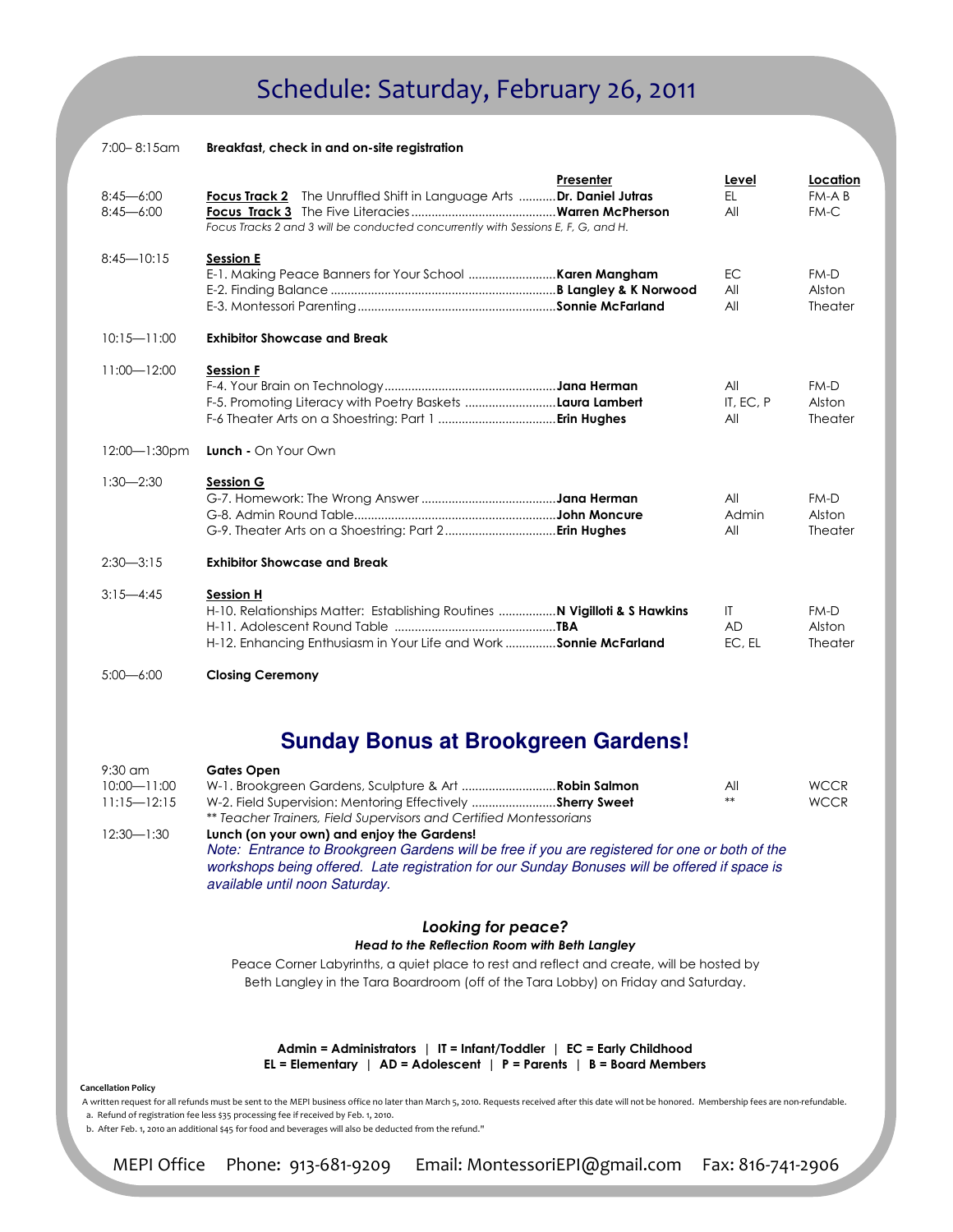# Schedule: Saturday, February 26, 2011

| Time | Event | Presenter | Level | Location |
|---|---|---|---|---|
| 7:00– 8:15am | **Breakfast, check in and on-site registration** | | | |
| 8:45—6:00 | **Focus Track 2** The Unruffled Shift in Language Arts | **Dr. Daniel Jutras** | EL | FM-A B |
| 8:45—6:00 | **Focus Track 3** The Five Literacies | **Warren McPherson** | All | FM-C |
| | *Focus Tracks 2 and 3 will be conducted concurrently with Sessions E, F, G, and H.* | | | |
| 8:45—10:15 | **Session E** | | | |
| | E-1. Making Peace Banners for Your School | **Karen Mangham** | EC | FM-D |
| | E-2. Finding Balance | **B Langley & K Norwood** | All | Alston |
| | E-3. Montessori Parenting | **Sonnie McFarland** | All | Theater |
| 10:15—11:00 | **Exhibitor Showcase and Break** | | | |
| 11:00—12:00 | **Session F** | | | |
| | F-4. Your Brain on Technology | **Jana Herman** | All | FM-D |
| | F-5. Promoting Literacy with Poetry Baskets | **Laura Lambert** | IT, EC, P | Alston |
| | F-6 Theater Arts on a Shoestring: Part 1 | **Erin Hughes** | All | Theater |
| 12:00—1:30pm | **Lunch -** On Your Own | | | |
| 1:30—2:30 | **Session G** | | | |
| | G-7. Homework: The Wrong Answer | **Jana Herman** | All | FM-D |
| | G-8. Admin Round Table | **John Moncure** | Admin | Alston |
| | G-9. Theater Arts on a Shoestring: Part 2 | **Erin Hughes** | All | Theater |
| 2:30—3:15 | **Exhibitor Showcase and Break** | | | |
| 3:15—4:45 | **Session H** | | | |
| | H-10. Relationships Matter: Establishing Routines | **N Vigilloti & S Hawkins** | IT | FM-D |
| | H-11. Adolescent Round Table | **TBA** | AD | Alston |
| | H-12. Enhancing Enthusiasm in Your Life and Work | **Sonnie McFarland** | EC, EL | Theater |
| 5:00—6:00 | **Closing Ceremony** | | | |

## Sunday Bonus at Brookgreen Gardens!

| Time | Event | Presenter | Level | Location |
|---|---|---|---|---|
| 9:30 am | **Gates Open** | | | |
| 10:00—11:00 | W-1. Brookgreen Gardens, Sculpture & Art | **Robin Salmon** | All | WCCR |
| 11:15—12:15 | W-2. Field Supervision: Mentoring Effectively | **Sherry Sweet** | ** | WCCR |
| | *** Teacher Trainers, Field Supervisors and Certified Montessorians* | | | |
| 12:30—1:30 | **Lunch (on your own) and enjoy the Gardens!** | | | |

*Note: Entrance to Brookgreen Gardens will be free if you are registered for one or both of the workshops being offered. Late registration for our Sunday Bonuses will be offered if space is available until noon Saturday.*

### *Looking for peace?*

***Head to the Reflection Room with Beth Langley***

Peace Corner Labyrinths, a quiet place to rest and reflect and create, will be hosted by Beth Langley in the Tara Boardroom (off of the Tara Lobby) on Friday and Saturday.

**Admin = Administrators | IT = Infant/Toddler | EC = Early Childhood**
**EL = Elementary | AD = Adolescent | P = Parents | B = Board Members**

**Cancellation Policy**

A written request for all refunds must be sent to the MEPI business office no later than March 5, 2010. Requests received after this date will not be honored. Membership fees are non-refundable.

a. Refund of registration fee less $35 processing fee if received by Feb. 1, 2010.

b. After Feb. 1, 2010 an additional $45 for food and beverages will also be deducted from the refund."

MEPI Office Phone: 913-681-9209 Email: MontessoriEPI@gmail.com Fax: 816-741-2906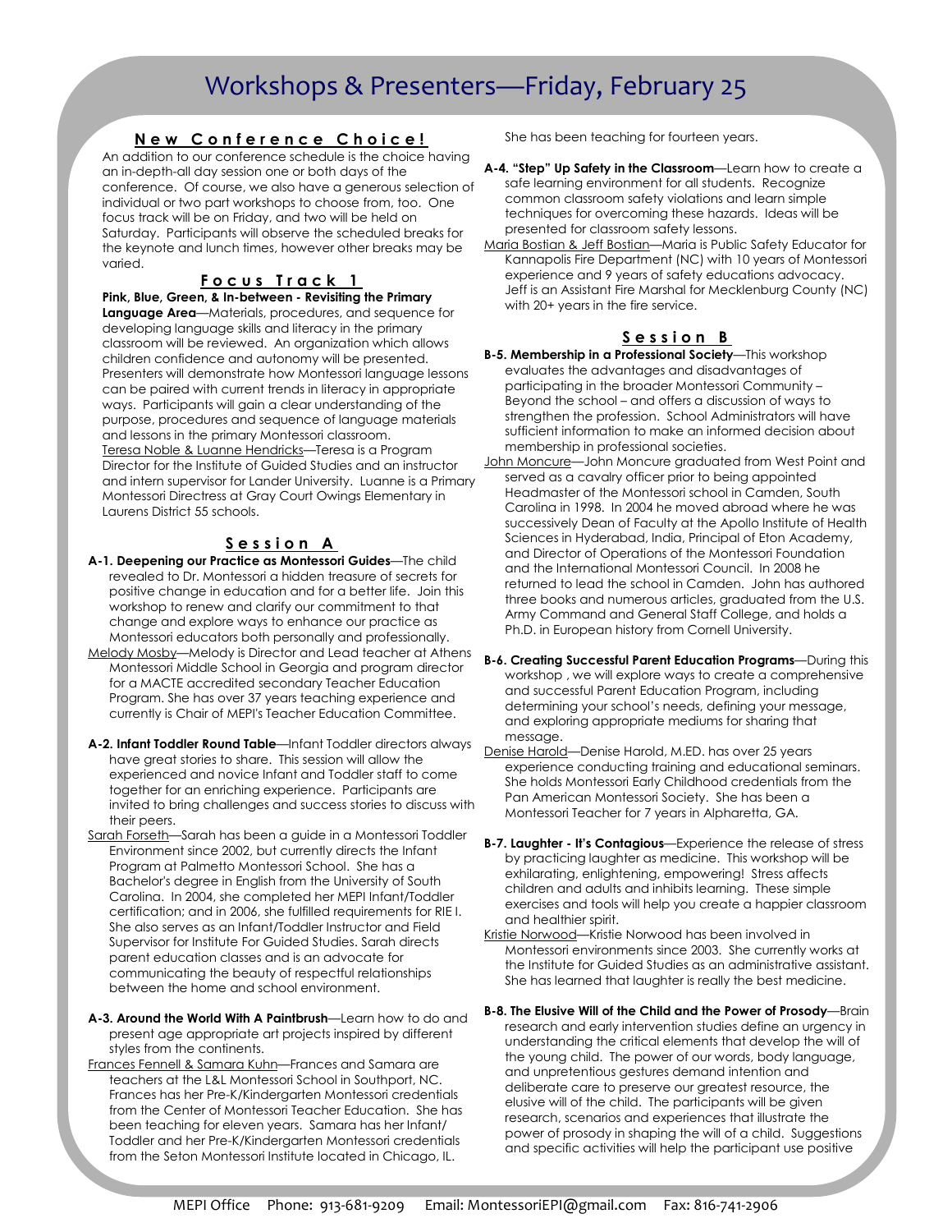# Workshops & Presenters—Friday, February 25

## New Conference Choice!

An addition to our conference schedule is the choice having an in-depth-all day session one or both days of the conference. Of course, we also have a generous selection of individual or two part workshops to choose from, too. One focus track will be on Friday, and two will be held on Saturday. Participants will observe the scheduled breaks for the keynote and lunch times, however other breaks may be varied.

## Focus Track 1

**Pink, Blue, Green, & In-between - Revisiting the Primary Language Area**—Materials, procedures, and sequence for developing language skills and literacy in the primary classroom will be reviewed. An organization which allows children confidence and autonomy will be presented. Presenters will demonstrate how Montessori language lessons can be paired with current trends in literacy in appropriate ways. Participants will gain a clear understanding of the purpose, procedures and sequence of language materials and lessons in the primary Montessori classroom.

Teresa Noble & Luanne Hendricks—Teresa is a Program Director for the Institute of Guided Studies and an instructor and intern supervisor for Lander University. Luanne is a Primary Montessori Directress at Gray Court Owings Elementary in Laurens District 55 schools.

## Session A

**A-1. Deepening our Practice as Montessori Guides**—The child revealed to Dr. Montessori a hidden treasure of secrets for positive change in education and for a better life. Join this workshop to renew and clarify our commitment to that change and explore ways to enhance our practice as Montessori educators both personally and professionally.

Melody Mosby—Melody is Director and Lead teacher at Athens Montessori Middle School in Georgia and program director for a MACTE accredited secondary Teacher Education Program. She has over 37 years teaching experience and currently is Chair of MEPI's Teacher Education Committee.

**A-2. Infant Toddler Round Table**—Infant Toddler directors always have great stories to share. This session will allow the experienced and novice Infant and Toddler staff to come together for an enriching experience. Participants are invited to bring challenges and success stories to discuss with their peers.

Sarah Forseth—Sarah has been a guide in a Montessori Toddler Environment since 2002, but currently directs the Infant Program at Palmetto Montessori School. She has a Bachelor's degree in English from the University of South Carolina. In 2004, she completed her MEPI Infant/Toddler certification; and in 2006, she fulfilled requirements for RIE I. She also serves as an Infant/Toddler Instructor and Field Supervisor for Institute For Guided Studies. Sarah directs parent education classes and is an advocate for communicating the beauty of respectful relationships between the home and school environment.

**A-3. Around the World With A Paintbrush**—Learn how to do and present age appropriate art projects inspired by different styles from the continents.

Frances Fennell & Samara Kuhn—Frances and Samara are teachers at the L&L Montessori School in Southport, NC. Frances has her Pre-K/Kindergarten Montessori credentials from the Center of Montessori Teacher Education. She has been teaching for eleven years. Samara has her Infant/ Toddler and her Pre-K/Kindergarten Montessori credentials from the Seton Montessori Institute located in Chicago, IL. She has been teaching for fourteen years.

**A-4. "Step" Up Safety in the Classroom**—Learn how to create a safe learning environment for all students. Recognize common classroom safety violations and learn simple techniques for overcoming these hazards. Ideas will be presented for classroom safety lessons.

Maria Bostian & Jeff Bostian—Maria is Public Safety Educator for Kannapolis Fire Department (NC) with 10 years of Montessori experience and 9 years of safety educations advocacy. Jeff is an Assistant Fire Marshal for Mecklenburg County (NC) with 20+ years in the fire service.

## Session B

**B-5. Membership in a Professional Society**—This workshop evaluates the advantages and disadvantages of participating in the broader Montessori Community – Beyond the school – and offers a discussion of ways to strengthen the profession. School Administrators will have sufficient information to make an informed decision about membership in professional societies.

John Moncure—John Moncure graduated from West Point and served as a cavalry officer prior to being appointed Headmaster of the Montessori school in Camden, South Carolina in 1998. In 2004 he moved abroad where he was successively Dean of Faculty at the Apollo Institute of Health Sciences in Hyderabad, India, Principal of Eton Academy, and Director of Operations of the Montessori Foundation and the International Montessori Council. In 2008 he returned to lead the school in Camden. John has authored three books and numerous articles, graduated from the U.S. Army Command and General Staff College, and holds a Ph.D. in European history from Cornell University.

**B-6. Creating Successful Parent Education Programs**—During this workshop , we will explore ways to create a comprehensive and successful Parent Education Program, including determining your school's needs, defining your message, and exploring appropriate mediums for sharing that message.

Denise Harold—Denise Harold, M.ED. has over 25 years experience conducting training and educational seminars. She holds Montessori Early Childhood credentials from the Pan American Montessori Society. She has been a Montessori Teacher for 7 years in Alpharetta, GA.

**B-7. Laughter - It's Contagious**—Experience the release of stress by practicing laughter as medicine. This workshop will be exhilarating, enlightening, empowering! Stress affects children and adults and inhibits learning. These simple exercises and tools will help you create a happier classroom and healthier spirit.

Kristie Norwood—Kristie Norwood has been involved in Montessori environments since 2003. She currently works at the Institute for Guided Studies as an administrative assistant. She has learned that laughter is really the best medicine.

**B-8. The Elusive Will of the Child and the Power of Prosody**—Brain research and early intervention studies define an urgency in understanding the critical elements that develop the will of the young child. The power of our words, body language, and unpretentious gestures demand intention and deliberate care to preserve our greatest resource, the elusive will of the child. The participants will be given research, scenarios and experiences that illustrate the power of prosody in shaping the will of a child. Suggestions and specific activities will help the participant use positive

MEPI Office Phone: 913-681-9209 Email: MontessoriEPI@gmail.com Fax: 816-741-2906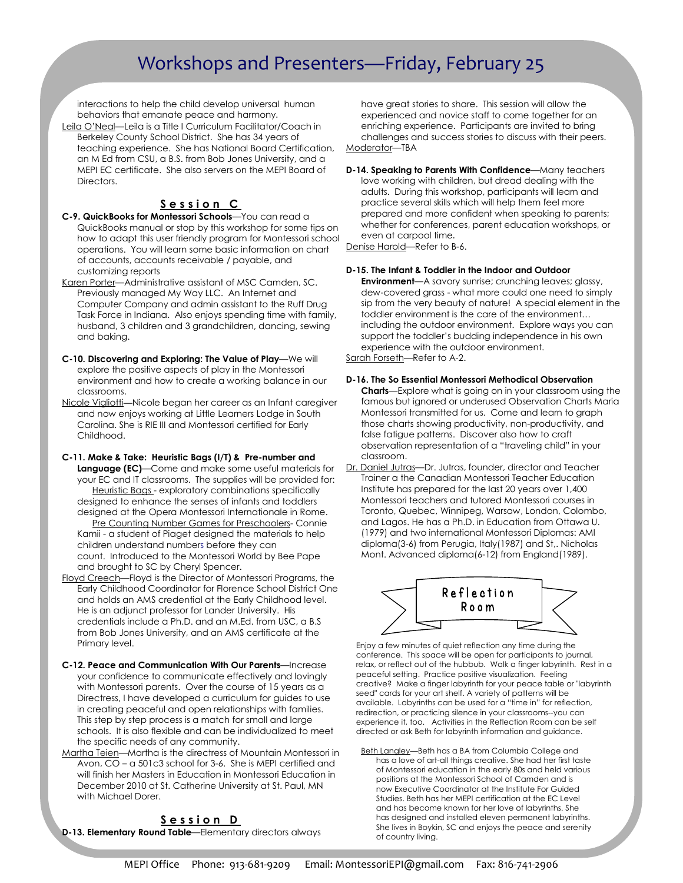# Workshops and Presenters—Friday, February 25

interactions to help the child develop universal human behaviors that emanate peace and harmony.

Leila O'Neal—Leila is a Title I Curriculum Facilitator/Coach in Berkeley County School District. She has 34 years of teaching experience. She has National Board Certification, an M Ed from CSU, a B.S. from Bob Jones University, and a MEPI EC certificate. She also servers on the MEPI Board of Directors.

## Session C

**C-9. QuickBooks for Montessori Schools**—You can read a QuickBooks manual or stop by this workshop for some tips on how to adapt this user friendly program for Montessori school operations. You will learn some basic information on chart of accounts, accounts receivable / payable, and customizing reports

Karen Porter—Administrative assistant of MSC Camden, SC. Previously managed My Way LLC. An Internet and Computer Company and admin assistant to the Ruff Drug Task Force in Indiana. Also enjoys spending time with family, husband, 3 children and 3 grandchildren, dancing, sewing and baking.

**C-10. Discovering and Exploring: The Value of Play**—We will explore the positive aspects of play in the Montessori environment and how to create a working balance in our classrooms.

Nicole Vigliotti—Nicole began her career as an Infant caregiver and now enjoys working at Little Learners Lodge in South Carolina. She is RIE III and Montessori certified for Early Childhood.

**C-11. Make & Take: Heuristic Bags (I/T) & Pre-number and Language (EC)**—Come and make some useful materials for your EC and IT classrooms. The supplies will be provided for:

Heuristic Bags - exploratory combinations specifically designed to enhance the senses of infants and toddlers designed at the Opera Montessori Internationale in Rome.

Pre Counting Number Games for Preschoolers- Connie Kamii - a student of Piaget designed the materials to help children understand numbers before they can count. Introduced to the Montessori World by Bee Pape and brought to SC by Cheryl Spencer.

Floyd Creech—Floyd is the Director of Montessori Programs, the Early Childhood Coordinator for Florence School District One and holds an AMS credential at the Early Childhood level. He is an adjunct professor for Lander University. His credentials include a Ph.D. and an M.Ed. from USC, a B.S from Bob Jones University, and an AMS certificate at the Primary level.

**C-12. Peace and Communication With Our Parents**—Increase your confidence to communicate effectively and lovingly with Montessori parents. Over the course of 15 years as a Directress, I have developed a curriculum for guides to use in creating peaceful and open relationships with families. This step by step process is a match for small and large schools. It is also flexible and can be individualized to meet the specific needs of any community.

Martha Teien—Martha is the directress of Mountain Montessori in Avon, CO – a 501c3 school for 3-6. She is MEPI certified and will finish her Masters in Education in Montessori Education in December 2010 at St. Catherine University at St. Paul, MN with Michael Dorer.

## Session D

**D-13. Elementary Round Table**—Elementary directors always have great stories to share. This session will allow the experienced and novice staff to come together for an enriching experience. Participants are invited to bring challenges and success stories to discuss with their peers.

Moderator—TBA

**D-14. Speaking to Parents With Confidence**—Many teachers love working with children, but dread dealing with the adults. During this workshop, participants will learn and practice several skills which will help them feel more prepared and more confident when speaking to parents; whether for conferences, parent education workshops, or even at carpool time.

Denise Harold—Refer to B-6.

**D-15. The Infant & Toddler in the Indoor and Outdoor Environment**—A savory sunrise; crunching leaves; glassy, dew-covered grass - what more could one need to simply sip from the very beauty of nature! A special element in the toddler environment is the care of the environment… including the outdoor environment. Explore ways you can support the toddler's budding independence in his own experience with the outdoor environment.

Sarah Forseth—Refer to A-2.

**D-16. The So Essential Montessori Methodical Observation Charts**—Explore what is going on in your classroom using the famous but ignored or underused Observation Charts Maria Montessori transmitted for us. Come and learn to graph those charts showing productivity, non-productivity, and false fatigue patterns. Discover also how to craft observation representation of a "traveling child" in your classroom.

Dr. Daniel Jutras—Dr. Jutras, founder, director and Teacher Trainer a the Canadian Montessori Teacher Education Institute has prepared for the last 20 years over 1,400 Montessori teachers and tutored Montessori courses in Toronto, Quebec, Winnipeg, Warsaw, London, Colombo, and Lagos. He has a Ph.D. in Education from Ottawa U. (1979) and two international Montessori Diplomas: AMI diploma(3-6) from Perugia, Italy(1987) and St,. Nicholas Mont. Advanced diploma(6-12) from England(1989).

## Reflection Room

Enjoy a few minutes of quiet reflection any time during the conference. This space will be open for participants to journal, relax, or reflect out of the hubbub. Walk a finger labyrinth. Rest in a peaceful setting. Practice positive visualization. Feeling creative? Make a finger labyrinth for your peace table or "labyrinth seed" cards for your art shelf. A variety of patterns will be available. Labyrinths can be used for a "time in" for reflection, redirection, or practicing silence in your classrooms--you can experience it, too. Activities in the Reflection Room can be self directed or ask Beth for labyrinth information and guidance.

Beth Langley—Beth has a BA from Columbia College and has a love of art-all things creative. She had her first taste of Montessori education in the early 80s and held various positions at the Montessori School of Camden and is now Executive Coordinator at the Institute For Guided Studies. Beth has her MEPI certification at the EC Level and has become known for her love of labyrinths. She has designed and installed eleven permanent labyrinths. She lives in Boykin, SC and enjoys the peace and serenity of country living.

MEPI Office Phone: 913-681-9209 Email: MontessoriEPI@gmail.com Fax: 816-741-2906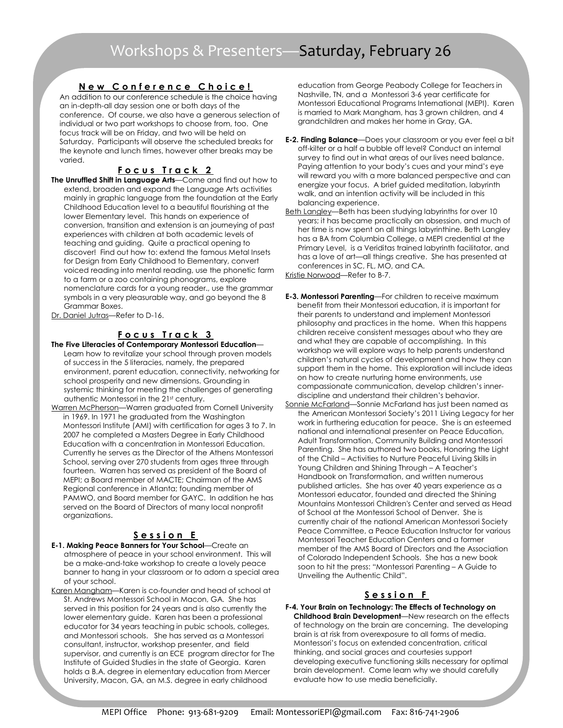# Workshops & Presenters—Saturday, February 26

## New Conference Choice!

An addition to our conference schedule is the choice having an in-depth-all day session one or both days of the conference. Of course, we also have a generous selection of individual or two part workshops to choose from, too. One focus track will be on Friday, and two will be held on Saturday. Participants will observe the scheduled breaks for the keynote and lunch times, however other breaks may be varied.

## Focus Track 2

**The Unruffled Shift in Language Arts**—Come and find out how to extend, broaden and expand the Language Arts activities mainly in graphic language from the foundation at the Early Childhood Education level to a beautiful flourishing at the lower Elementary level. This hands on experience of conversion, transition and extension is an journeying of past experiences with children at both academic levels of teaching and guiding. Quite a practical opening to discover! Find out how to: extend the famous Metal Insets for Design from Early Childhood to Elementary, convert voiced reading into mental reading, use the phonetic farm to a farm or a zoo containing phonograms, explore nomenclature cards for a young reader., use the grammar symbols in a very pleasurable way, and go beyond the 8 Grammar Boxes.

Dr. Daniel Jutras—Refer to D-16.

## Focus Track 3

**The Five Literacies of Contemporary Montessori Education**—Learn how to revitalize your school through proven models of success in the 5 literacies, namely, the prepared environment, parent education, connectivity, networking for school prosperity and new dimensions. Grounding in systemic thinking for meeting the challenges of generating authentic Montessori in the 21st century.

Warren McPherson—Warren graduated from Cornell University in 1969. In 1971 he graduated from the Washington Montessori Institute (AMI) with certification for ages 3 to 7. In 2007 he completed a Masters Degree in Early Childhood Education with a concentration in Montessori Education. Currently he serves as the Director of the Athens Montessori School, serving over 270 students from ages three through fourteen. Warren has served as president of the Board of MEPI; a Board member of MACTE; Chairman of the AMS Regional conference in Atlanta; founding member of PAMWO, and Board member for GAYC. In addition he has served on the Board of Directors of many local nonprofit organizations.

## Session E

**E-1. Making Peace Banners for Your School**—Create an atmosphere of peace in your school environment. This will be a make-and-take workshop to create a lovely peace banner to hang in your classroom or to adorn a special area of your school.

Karen Mangham—Karen is co-founder and head of school at St. Andrews Montessori School in Macon, GA. She has served in this position for 24 years and is also currently the lower elementary guide. Karen has been a professional educator for 34 years teaching in pubic schools, colleges, and Montessori schools. She has served as a Montessori consultant, instructor, workshop presenter, and field supervisor, and currently is an ECE program director for The Institute of Guided Studies in the state of Georgia. Karen holds a B.A. degree in elementary education from Mercer University, Macon, GA, an M.S. degree in early childhood education from George Peabody College for Teachers in Nashville, TN, and a Montessori 3-6 year certificate for Montessori Educational Programs International (MEPI). Karen is married to Mark Mangham, has 3 grown children, and 4 grandchildren and makes her home in Gray, GA.

**E-2. Finding Balance**—Does your classroom or you ever feel a bit off-kilter or a half a bubble off level? Conduct an internal survey to find out in what areas of our lives need balance. Paying attention to your body's cues and your mind's eye will reward you with a more balanced perspective and can energize your focus. A brief guided meditation, labyrinth walk, and an intention activity will be included in this balancing experience.

Beth Langley—Beth has been studying labyrinths for over 10 years; it has became practically an obsession, and much of her time is now spent on all things labyrinthine. Beth Langley has a BA from Columbia College, a MEPI credential at the Primary Level, is a Veriditas trained labyrinth facilitator, and has a love of art—all things creative. She has presented at conferences in SC, FL, MO, and CA.

Kristie Norwood—Refer to B-7.

**E-3. Montessori Parenting**—For children to receive maximum benefit from their Montessori education, it is important for their parents to understand and implement Montessori philosophy and practices in the home. When this happens children receive consistent messages about who they are and what they are capable of accomplishing. In this workshop we will explore ways to help parents understand children's natural cycles of development and how they can support them in the home. This exploration will include ideas on how to create nurturing home environments, use compassionate communication, develop children's inner-discipline and understand their children's behavior.

Sonnie McFarland—Sonnie McFarland has just been named as the American Montessori Society's 2011 Living Legacy for her work in furthering education for peace. She is an esteemed national and international presenter on Peace Education, Adult Transformation, Community Building and Montessori Parenting. She has authored two books, Honoring the Light of the Child – Activities to Nurture Peaceful Living Skills in Young Children and Shining Through – A Teacher's Handbook on Transformation, and written numerous published articles. She has over 40 years experience as a Montessori educator, founded and directed the Shining Mountains Montessori Children's Center and served as Head of School at the Montessori School of Denver. She is currently chair of the national American Montessori Society Peace Committee, a Peace Education Instructor for various Montessori Teacher Education Centers and a former member of the AMS Board of Directors and the Association of Colorado Independent Schools. She has a new book soon to hit the press: "Montessori Parenting – A Guide to Unveiling the Authentic Child".

## Session F

**F-4. Your Brain on Technology: The Effects of Technology on Childhood Brain Development**—New research on the effects of technology on the brain are concerning. The developing brain is at risk from overexposure to all forms of media. Montessori's focus on extended concentration, critical thinking, and social graces and courtesies support developing executive functioning skills necessary for optimal brain development. Come learn why we should carefully evaluate how to use media beneficially.

MEPI Office Phone: 913-681-9209 Email: MontessoriEPI@gmail.com Fax: 816-741-2906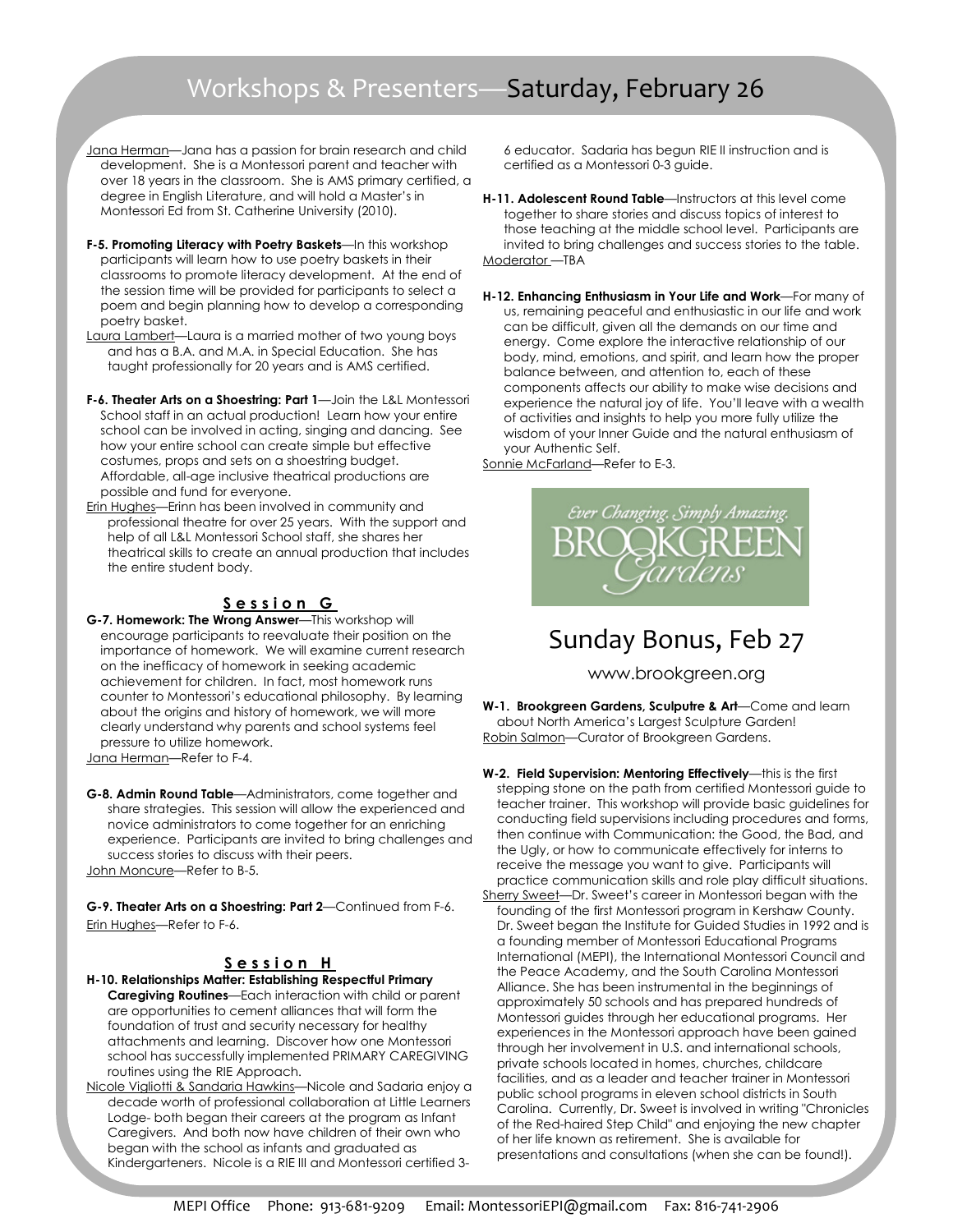# Workshops & Presenters—Saturday, February 26

Jana Herman—Jana has a passion for brain research and child development. She is a Montessori parent and teacher with over 18 years in the classroom. She is AMS primary certified, a degree in English Literature, and will hold a Master's in Montessori Ed from St. Catherine University (2010).

**F-5. Promoting Literacy with Poetry Baskets**—In this workshop participants will learn how to use poetry baskets in their classrooms to promote literacy development. At the end of the session time will be provided for participants to select a poem and begin planning how to develop a corresponding poetry basket.

Laura Lambert—Laura is a married mother of two young boys and has a B.A. and M.A. in Special Education. She has taught professionally for 20 years and is AMS certified.

**F-6. Theater Arts on a Shoestring: Part 1**—Join the L&L Montessori School staff in an actual production! Learn how your entire school can be involved in acting, singing and dancing. See how your entire school can create simple but effective costumes, props and sets on a shoestring budget. Affordable, all-age inclusive theatrical productions are possible and fund for everyone.

Erin Hughes—Erinn has been involved in community and professional theatre for over 25 years. With the support and help of all L&L Montessori School staff, she shares her theatrical skills to create an annual production that includes the entire student body.

## Session G

**G-7. Homework: The Wrong Answer**—This workshop will encourage participants to reevaluate their position on the importance of homework. We will examine current research on the inefficacy of homework in seeking academic achievement for children. In fact, most homework runs counter to Montessori's educational philosophy. By learning about the origins and history of homework, we will more clearly understand why parents and school systems feel pressure to utilize homework.

Jana Herman—Refer to F-4.

**G-8. Admin Round Table**—Administrators, come together and share strategies. This session will allow the experienced and novice administrators to come together for an enriching experience. Participants are invited to bring challenges and success stories to discuss with their peers.

John Moncure—Refer to B-5.

**G-9. Theater Arts on a Shoestring: Part 2**—Continued from F-6.

Erin Hughes—Refer to F-6.

## Session H

**H-10. Relationships Matter: Establishing Respectful Primary Caregiving Routines**—Each interaction with child or parent are opportunities to cement alliances that will form the foundation of trust and security necessary for healthy attachments and learning. Discover how one Montessori school has successfully implemented PRIMARY CAREGIVING routines using the RIE Approach.

Nicole Vigliotti & Sandaria Hawkins—Nicole and Sadaria enjoy a decade worth of professional collaboration at Little Learners Lodge- both began their careers at the program as Infant Caregivers. And both now have children of their own who began with the school as infants and graduated as Kindergarteners. Nicole is a RIE III and Montessori certified 3-6 educator. Sadaria has begun RIE II instruction and is certified as a Montessori 0-3 guide.

**H-11. Adolescent Round Table**—Instructors at this level come together to share stories and discuss topics of interest to those teaching at the middle school level. Participants are invited to bring challenges and success stories to the table.

Moderator —TBA

**H-12. Enhancing Enthusiasm in Your Life and Work**—For many of us, remaining peaceful and enthusiastic in our life and work can be difficult, given all the demands on our time and energy. Come explore the interactive relationship of our body, mind, emotions, and spirit, and learn how the proper balance between, and attention to, each of these components affects our ability to make wise decisions and experience the natural joy of life. You'll leave with a wealth of activities and insights to help you more fully utilize the wisdom of your Inner Guide and the natural enthusiasm of your Authentic Self.

Sonnie McFarland—Refer to E-3.

Ever Changing. Simply Amazing.
BROOKGREEN Gardens

# Sunday Bonus, Feb 27

www.brookgreen.org

**W-1. Brookgreen Gardens, Sculputre & Art**—Come and learn about North America's Largest Sculpture Garden!

Robin Salmon—Curator of Brookgreen Gardens.

**W-2. Field Supervision: Mentoring Effectively**—this is the first stepping stone on the path from certified Montessori guide to teacher trainer. This workshop will provide basic guidelines for conducting field supervisions including procedures and forms, then continue with Communication: the Good, the Bad, and the Ugly, or how to communicate effectively for interns to receive the message you want to give. Participants will practice communication skills and role play difficult situations.

Sherry Sweet—Dr. Sweet's career in Montessori began with the founding of the first Montessori program in Kershaw County. Dr. Sweet began the Institute for Guided Studies in 1992 and is a founding member of Montessori Educational Programs International (MEPI), the International Montessori Council and the Peace Academy, and the South Carolina Montessori Alliance. She has been instrumental in the beginnings of approximately 50 schools and has prepared hundreds of Montessori guides through her educational programs. Her experiences in the Montessori approach have been gained through her involvement in U.S. and international schools, private schools located in homes, churches, childcare facilities, and as a leader and teacher trainer in Montessori public school programs in eleven school districts in South Carolina. Currently, Dr. Sweet is involved in writing "Chronicles of the Red-haired Step Child" and enjoying the new chapter of her life known as retirement. She is available for presentations and consultations (when she can be found!).

MEPI Office Phone: 913-681-9209 Email: MontessoriEPI@gmail.com Fax: 816-741-2906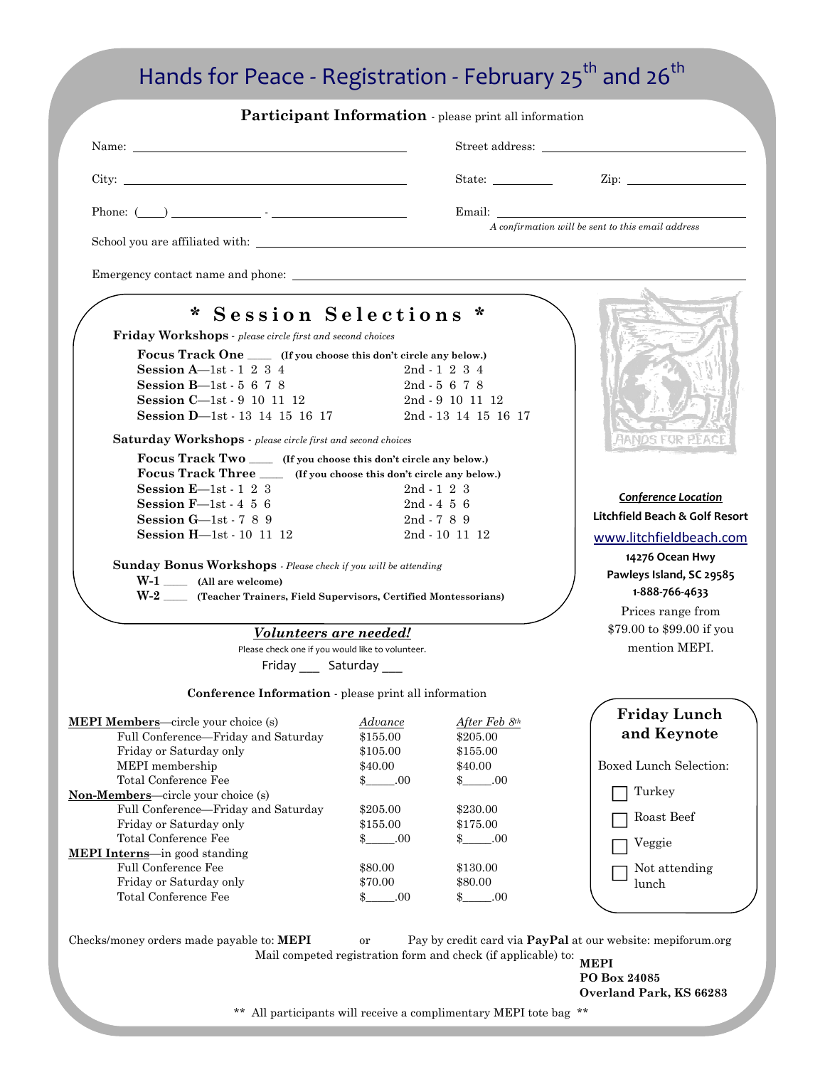# Hands for Peace - Registration - February 25th and 26th

**Participant Information** - please print all information

Name: ____________________ Street address: ____________________

City: ____________________ State: ________ Zip: ____________

Phone: (____) __________ - ______________ Email: ____________________

*A confirmation will be sent to this email address*

School you are affiliated with: ____________________

Emergency contact name and phone: ____________________

## \* Session Selections \*

**Friday Workshops** - *please circle first and second choices*

**Focus Track One** ____ **(If you choose this don't circle any below.)**

| | | |
|---|---|---|
| **Session A** | —1st - 1 2 3 4 | 2nd - 1 2 3 4 |
| **Session B** | —1st - 5 6 7 8 | 2nd - 5 6 7 8 |
| **Session C** | —1st - 9 10 11 12 | 2nd - 9 10 11 12 |
| **Session D** | —1st - 13 14 15 16 17 | 2nd - 13 14 15 16 17 |

**Saturday Workshops** - *please circle first and second choices*

**Focus Track Two** ____ **(If you choose this don't circle any below.)**

**Focus Track Three** ____ **(If you choose this don't circle any below.)**

| | | |
|---|---|---|
| **Session E** | —1st - 1 2 3 | 2nd - 1 2 3 |
| **Session F** | —1st - 4 5 6 | 2nd - 4 5 6 |
| **Session G** | —1st - 7 8 9 | 2nd - 7 8 9 |
| **Session H** | —1st - 10 11 12 | 2nd - 10 11 12 |

**Sunday Bonus Workshops** - *Please check if you will be attending*

**W-1** ____ **(All are welcome)**

**W-2** ____ **(Teacher Trainers, Field Supervisors, Certified Montessorians)**

HANDS FOR PEACE

***Conference Location***

**Litchfield Beach & Golf Resort**

www.litchfieldbeach.com

**14276 Ocean Hwy**

**Pawleys Island, SC 29585**

**1-888-766-4633**

Prices range from $79.00 to $99.00 if you mention MEPI.

***Volunteers are needed!***

Please check one if you would like to volunteer.

Friday ___ Saturday ___

**Conference Information** - please print all information

| | *Advance* | *After Feb 8th* |
|---|---|---|
| **MEPI Members**—circle your choice (s) | | |
| Full Conference—Friday and Saturday | $155.00 | $205.00 |
| Friday or Saturday only | $105.00 | $155.00 |
| MEPI membership | $40.00 | $40.00 |
| Total Conference Fee | $_____.00 | $_____.00 |
| **Non-Members**—circle your choice (s) | | |
| Full Conference—Friday and Saturday | $205.00 | $230.00 |
| Friday or Saturday only | $155.00 | $175.00 |
| Total Conference Fee | $_____.00 | $_____.00 |
| **MEPI Interns**—in good standing | | |
| Full Conference Fee | $80.00 | $130.00 |
| Friday or Saturday only | $70.00 | $80.00 |
| Total Conference Fee | $_____.00 | $_____.00 |

### Friday Lunch and Keynote

Boxed Lunch Selection:

- ☐ Turkey
- ☐ Roast Beef
- ☐ Veggie
- ☐ Not attending lunch

Checks/money orders made payable to: **MEPI** or Pay by credit card via **PayPal** at our website: mepiforum.org

Mail competed registration form and check (if applicable) to:

**MEPI**
**PO Box 24085**
**Overland Park, KS 66283**

\*\* All participants will receive a complimentary MEPI tote bag \*\*